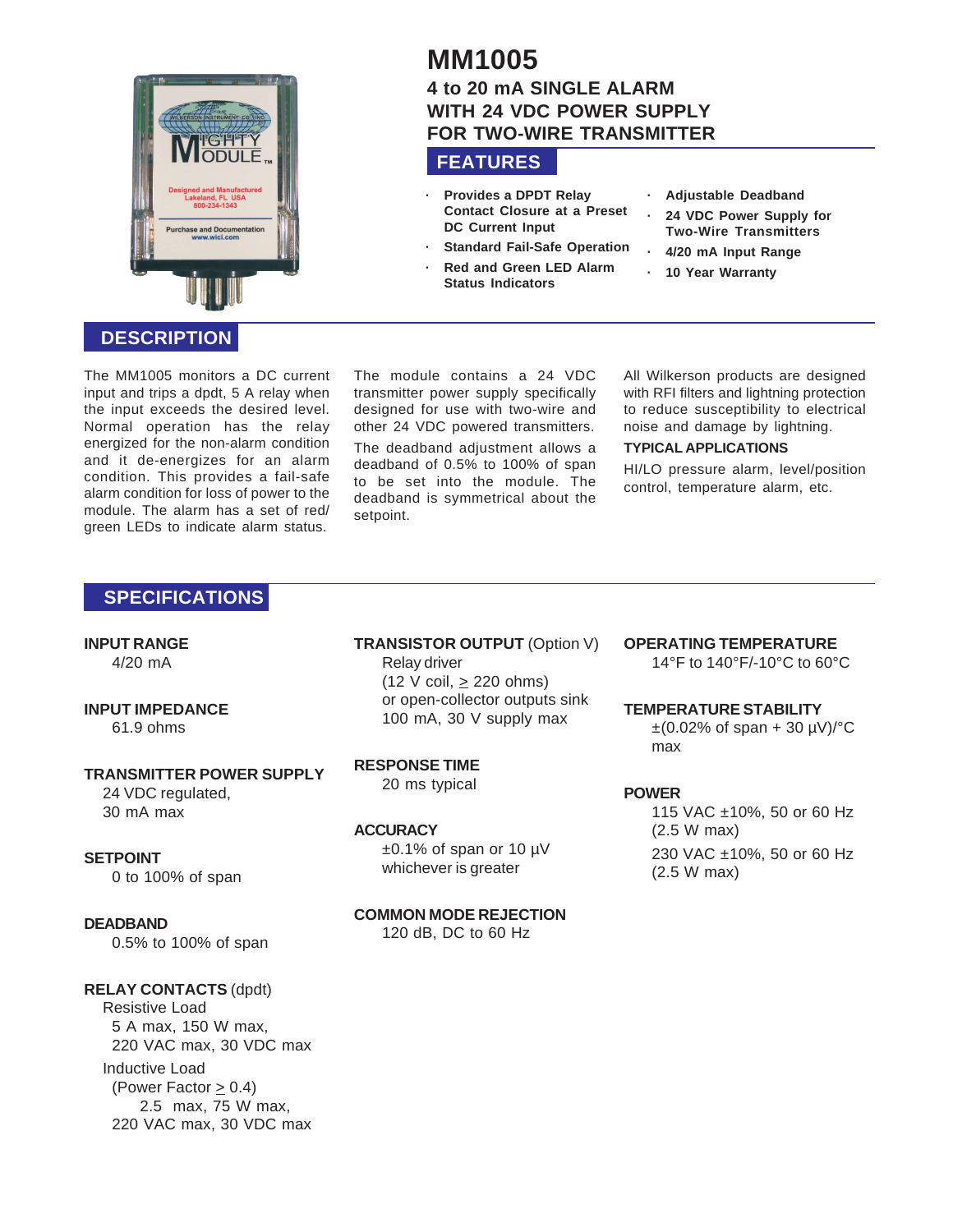# MM1005

## 4 to 20 mA SINGLE ALARM WITH 24 VDC POWER SUPPLY FOR TWO-WIRE TRANSMITTER

## FEATURES

- Provides a DPDT Relay Contact Closure at a Preset DC Current Input
- Standard Fail-Safe Operation
- Red and Green LED Alarm Status Indicators
- Adjustable Deadband
- 24 VDC Power Supply for Two-Wire Transmitters
- 4/20 mA Input Range
- 10 Year Warranty

## DESCRIPTION

The MM1005 monitors a DC current input and trips a dpdt, 5 A relay when the input exceeds the desired level. Normal operation has the relay energized for the non-alarm condition and it de-energizes for an alarm condition. This provides a fail-safe alarm condition for loss of power to the module. The alarm has a set of red/green LEDs to indicate alarm status.

The module contains a 24 VDC transmitter power supply specifically designed for use with two-wire and other 24 VDC powered transmitters.

The deadband adjustment allows a deadband of 0.5% to 100% of span to be set into the module. The deadband is symmetrical about the setpoint.

All Wilkerson products are designed with RFI filters and lightning protection to reduce susceptibility to electrical noise and damage by lightning.

**TYPICAL APPLICATIONS**

HI/LO pressure alarm, level/position control, temperature alarm, etc.

## SPECIFICATIONS

**INPUT RANGE**
4/20 mA

**INPUT IMPEDANCE**
61.9 ohms

**TRANSMITTER POWER SUPPLY**
24 VDC regulated,
30 mA max

**SETPOINT**
0 to 100% of span

**DEADBAND**
0.5% to 100% of span

**RELAY CONTACTS** (dpdt)
Resistive Load
5 A max, 150 W max,
220 VAC max, 30 VDC max
Inductive Load
(Power Factor ≥ 0.4)
2.5 max, 75 W max,
220 VAC max, 30 VDC max

**TRANSISTOR OUTPUT** (Option V)
Relay driver
(12 V coil, ≥ 220 ohms)
or open-collector outputs sink
100 mA, 30 V supply max

**RESPONSE TIME**
20 ms typical

**ACCURACY**
±0.1% of span or 10 µV
whichever is greater

**COMMON MODE REJECTION**
120 dB, DC to 60 Hz

**OPERATING TEMPERATURE**
14°F to 140°F/-10°C to 60°C

**TEMPERATURE STABILITY**
±(0.02% of span + 30 µV)/°C max

**POWER**
115 VAC ±10%, 50 or 60 Hz
(2.5 W max)
230 VAC ±10%, 50 or 60 Hz
(2.5 W max)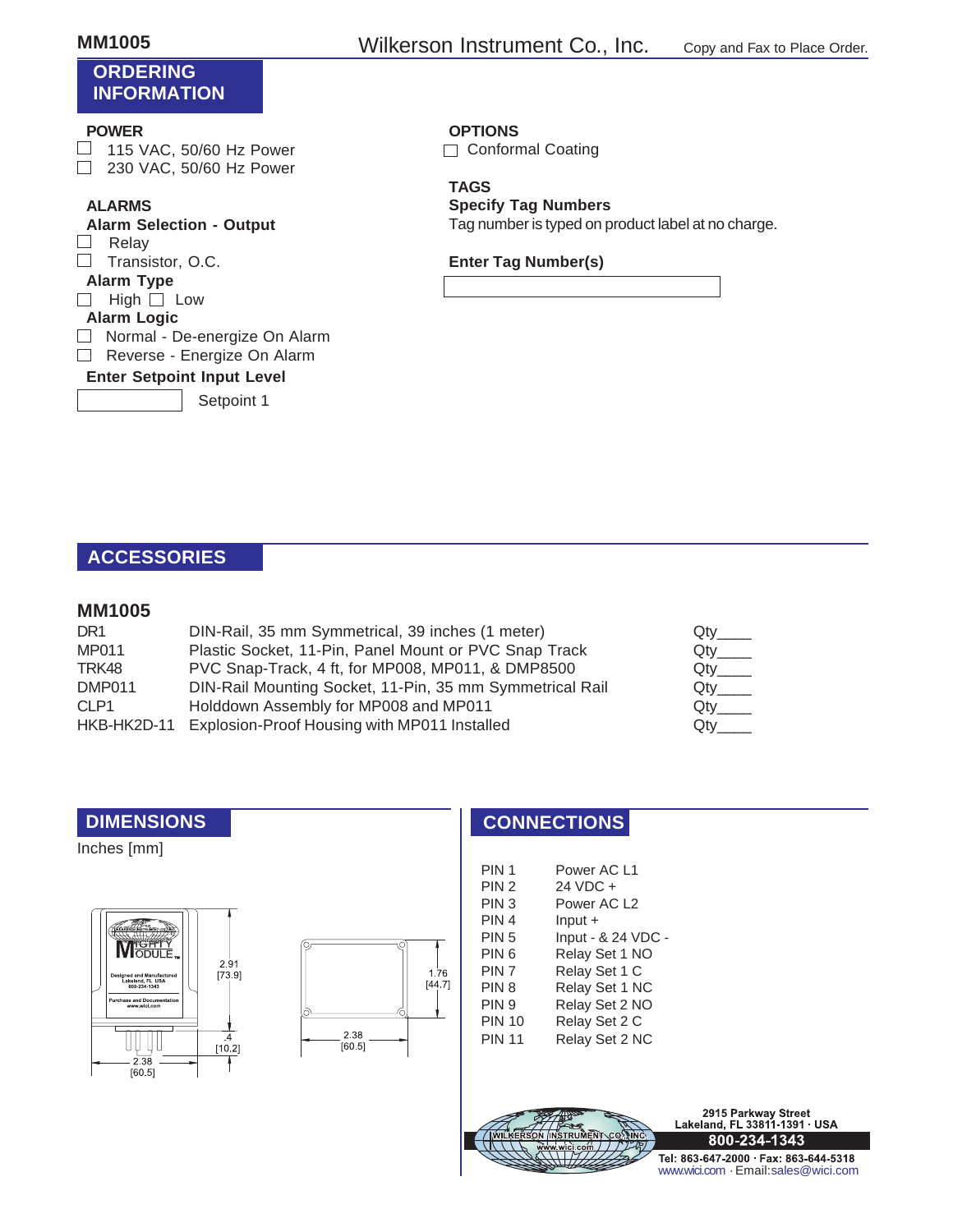## ORDERING INFORMATION

**POWER**

- ☐ 115 VAC, 50/60 Hz Power
- ☐ 230 VAC, 50/60 Hz Power

**ALARMS**

**Alarm Selection - Output**

- ☐ Relay
- ☐ Transistor, O.C.

**Alarm Type**

☐ High ☐ Low

**Alarm Logic**

- ☐ Normal - De-energize On Alarm
- ☐ Reverse - Energize On Alarm

**Enter Setpoint Input Level**

\_\_\_\_\_\_\_\_\_\_ Setpoint 1

**OPTIONS**

- ☐ Conformal Coating

**TAGS**

**Specify Tag Numbers**

Tag number is typed on product label at no charge.

**Enter Tag Number(s)**

\_\_\_\_\_\_\_\_\_\_\_\_\_\_\_\_\_\_\_\_

## ACCESSORIES

### MM1005

| | | |
|---|---|---|
| DR1 | DIN-Rail, 35 mm Symmetrical, 39 inches (1 meter) | Qty\_\_\_\_ |
| MP011 | Plastic Socket, 11-Pin, Panel Mount or PVC Snap Track | Qty\_\_\_\_ |
| TRK48 | PVC Snap-Track, 4 ft, for MP008, MP011, & DMP8500 | Qty\_\_\_\_ |
| DMP011 | DIN-Rail Mounting Socket, 11-Pin, 35 mm Symmetrical Rail | Qty\_\_\_\_ |
| CLP1 | Holddown Assembly for MP008 and MP011 | Qty\_\_\_\_ |
| HKB-HK2D-11 | Explosion-Proof Housing with MP011 Installed | Qty\_\_\_\_ |

## DIMENSIONS

Inches [mm]

2.91 [73.9]
.4 [10.2]
2.38 [60.5]
1.76 [44.7]
2.38 [60.5]

## CONNECTIONS

| | |
|---|---|
| PIN 1 | Power AC L1 |
| PIN 2 | 24 VDC + |
| PIN 3 | Power AC L2 |
| PIN 4 | Input + |
| PIN 5 | Input - & 24 VDC - |
| PIN 6 | Relay Set 1 NO |
| PIN 7 | Relay Set 1 C |
| PIN 8 | Relay Set 1 NC |
| PIN 9 | Relay Set 2 NO |
| PIN 10 | Relay Set 2 C |
| PIN 11 | Relay Set 2 NC |

Wilkerson Instrument Co., Inc.
2915 Parkway Street
Lakeland, FL 33811-1391 · USA
800-234-1343
Tel: 863-647-2000 · Fax: 863-644-5318
www.wici.com · Email:sales@wici.com